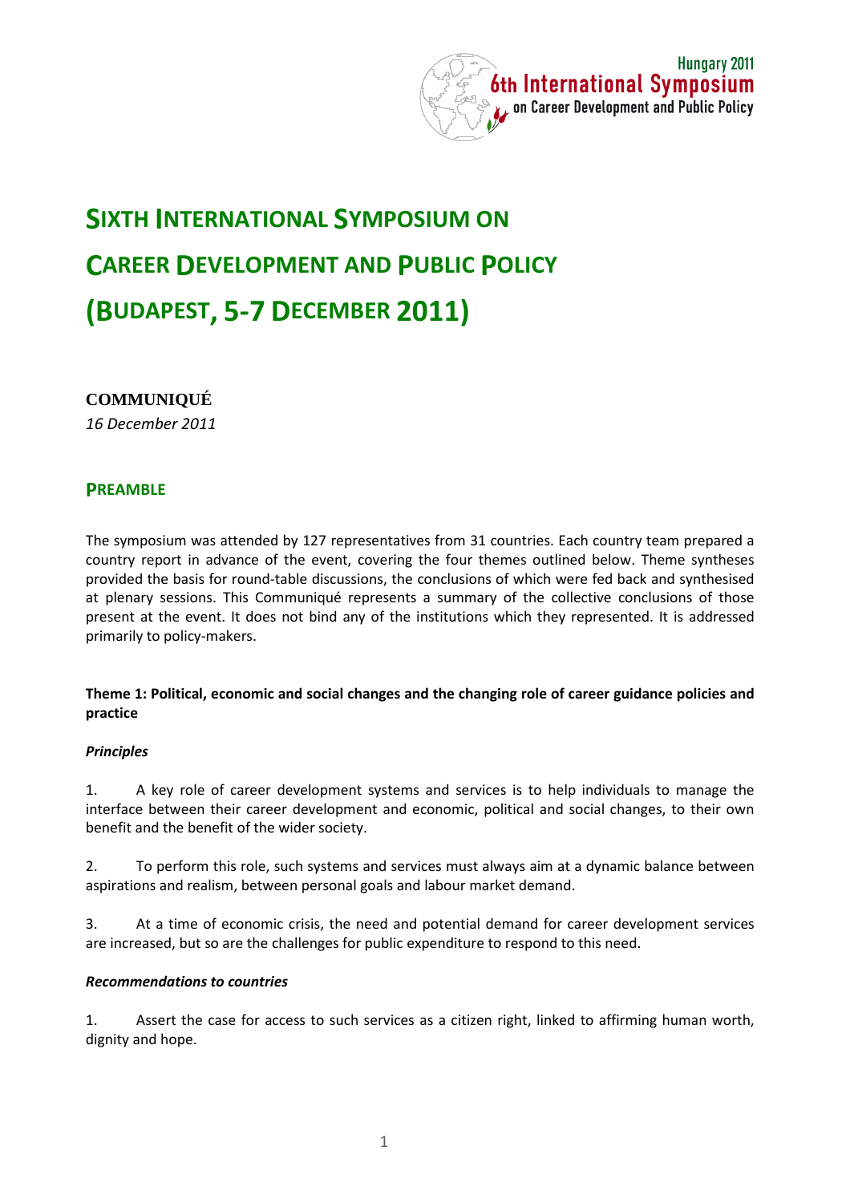Hungary 2011
6th International Symposium
on Career Development and Public Policy

# SIXTH INTERNATIONAL SYMPOSIUM ON CAREER DEVELOPMENT AND PUBLIC POLICY (BUDAPEST, 5-7 DECEMBER 2011)

**COMMUNIQUÉ**

*16 December 2011*

## PREAMBLE

The symposium was attended by 127 representatives from 31 countries. Each country team prepared a country report in advance of the event, covering the four themes outlined below. Theme syntheses provided the basis for round-table discussions, the conclusions of which were fed back and synthesised at plenary sessions. This Communiqué represents a summary of the collective conclusions of those present at the event. It does not bind any of the institutions which they represented. It is addressed primarily to policy-makers.

### Theme 1: Political, economic and social changes and the changing role of career guidance policies and practice

***Principles***

1. A key role of career development systems and services is to help individuals to manage the interface between their career development and economic, political and social changes, to their own benefit and the benefit of the wider society.

2. To perform this role, such systems and services must always aim at a dynamic balance between aspirations and realism, between personal goals and labour market demand.

3. At a time of economic crisis, the need and potential demand for career development services are increased, but so are the challenges for public expenditure to respond to this need.

***Recommendations to countries***

1. Assert the case for access to such services as a citizen right, linked to affirming human worth, dignity and hope.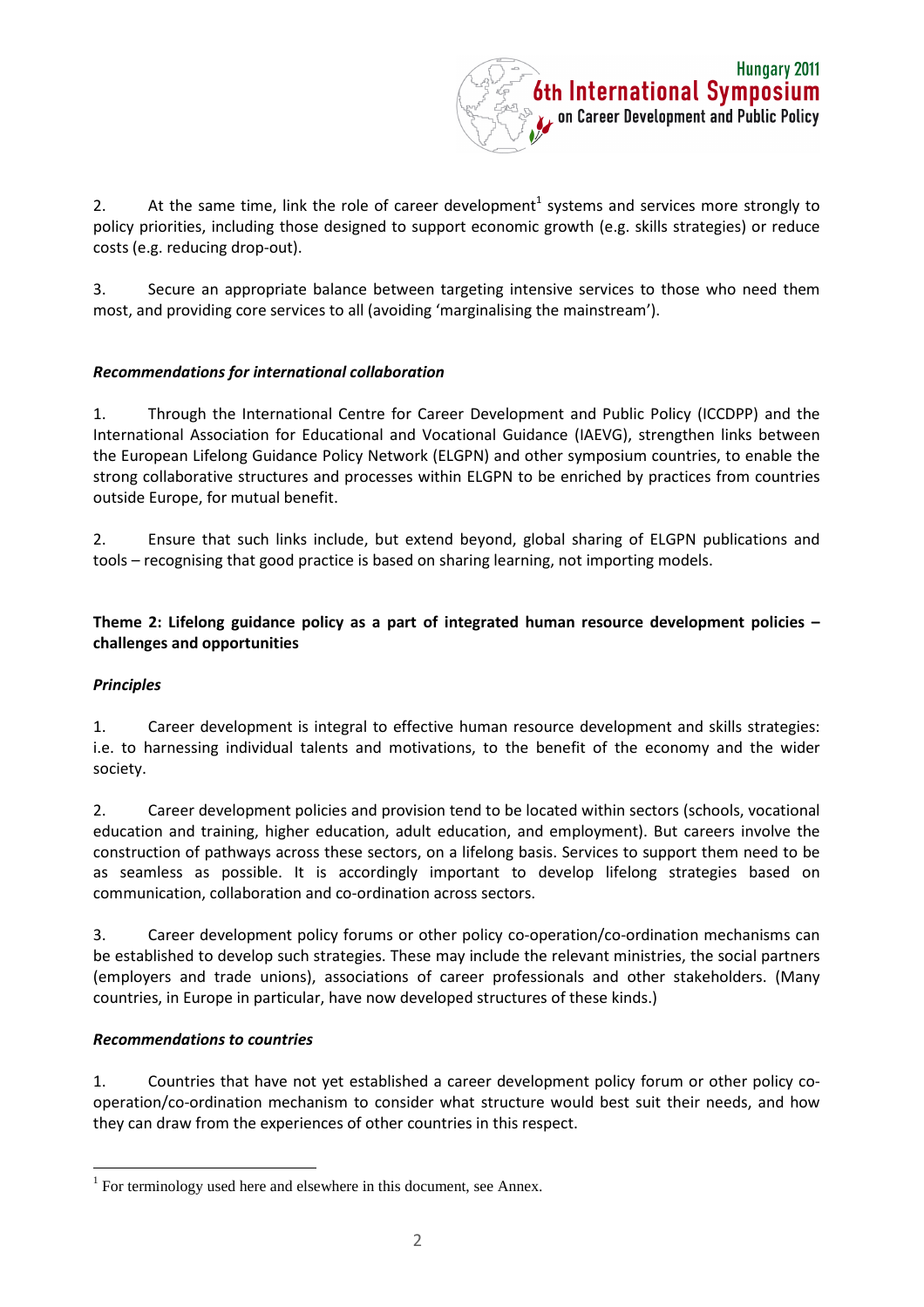2. At the same time, link the role of career development[1] systems and services more strongly to policy priorities, including those designed to support economic growth (e.g. skills strategies) or reduce costs (e.g. reducing drop-out).

3. Secure an appropriate balance between targeting intensive services to those who need them most, and providing core services to all (avoiding 'marginalising the mainstream').

***Recommendations for international collaboration***

1. Through the International Centre for Career Development and Public Policy (ICCDPP) and the International Association for Educational and Vocational Guidance (IAEVG), strengthen links between the European Lifelong Guidance Policy Network (ELGPN) and other symposium countries, to enable the strong collaborative structures and processes within ELGPN to be enriched by practices from countries outside Europe, for mutual benefit.

2. Ensure that such links include, but extend beyond, global sharing of ELGPN publications and tools – recognising that good practice is based on sharing learning, not importing models.

**Theme 2: Lifelong guidance policy as a part of integrated human resource development policies – challenges and opportunities**

***Principles***

1. Career development is integral to effective human resource development and skills strategies: i.e. to harnessing individual talents and motivations, to the benefit of the economy and the wider society.

2. Career development policies and provision tend to be located within sectors (schools, vocational education and training, higher education, adult education, and employment). But careers involve the construction of pathways across these sectors, on a lifelong basis. Services to support them need to be as seamless as possible. It is accordingly important to develop lifelong strategies based on communication, collaboration and co-ordination across sectors.

3. Career development policy forums or other policy co-operation/co-ordination mechanisms can be established to develop such strategies. These may include the relevant ministries, the social partners (employers and trade unions), associations of career professionals and other stakeholders. (Many countries, in Europe in particular, have now developed structures of these kinds.)

***Recommendations to countries***

1. Countries that have not yet established a career development policy forum or other policy co-operation/co-ordination mechanism to consider what structure would best suit their needs, and how they can draw from the experiences of other countries in this respect.

[1] For terminology used here and elsewhere in this document, see Annex.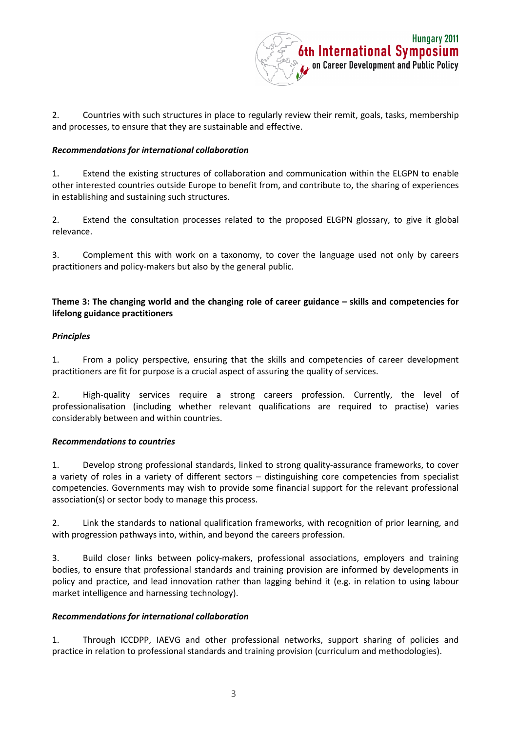2. Countries with such structures in place to regularly review their remit, goals, tasks, membership and processes, to ensure that they are sustainable and effective.

***Recommendations for international collaboration***

1. Extend the existing structures of collaboration and communication within the ELGPN to enable other interested countries outside Europe to benefit from, and contribute to, the sharing of experiences in establishing and sustaining such structures.

2. Extend the consultation processes related to the proposed ELGPN glossary, to give it global relevance.

3. Complement this with work on a taxonomy, to cover the language used not only by careers practitioners and policy-makers but also by the general public.

**Theme 3: The changing world and the changing role of career guidance – skills and competencies for lifelong guidance practitioners**

***Principles***

1. From a policy perspective, ensuring that the skills and competencies of career development practitioners are fit for purpose is a crucial aspect of assuring the quality of services.

2. High-quality services require a strong careers profession. Currently, the level of professionalisation (including whether relevant qualifications are required to practise) varies considerably between and within countries.

***Recommendations to countries***

1. Develop strong professional standards, linked to strong quality-assurance frameworks, to cover a variety of roles in a variety of different sectors – distinguishing core competencies from specialist competencies. Governments may wish to provide some financial support for the relevant professional association(s) or sector body to manage this process.

2. Link the standards to national qualification frameworks, with recognition of prior learning, and with progression pathways into, within, and beyond the careers profession.

3. Build closer links between policy-makers, professional associations, employers and training bodies, to ensure that professional standards and training provision are informed by developments in policy and practice, and lead innovation rather than lagging behind it (e.g. in relation to using labour market intelligence and harnessing technology).

***Recommendations for international collaboration***

1. Through ICCDPP, IAEVG and other professional networks, support sharing of policies and practice in relation to professional standards and training provision (curriculum and methodologies).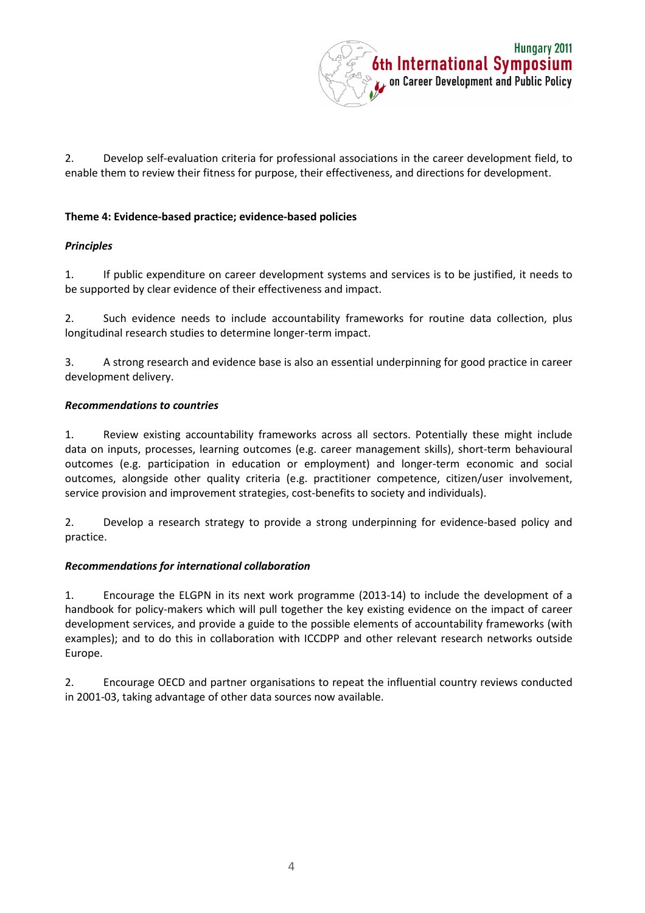2. Develop self-evaluation criteria for professional associations in the career development field, to enable them to review their fitness for purpose, their effectiveness, and directions for development.

**Theme 4: Evidence-based practice; evidence-based policies**

***Principles***

1. If public expenditure on career development systems and services is to be justified, it needs to be supported by clear evidence of their effectiveness and impact.

2. Such evidence needs to include accountability frameworks for routine data collection, plus longitudinal research studies to determine longer-term impact.

3. A strong research and evidence base is also an essential underpinning for good practice in career development delivery.

***Recommendations to countries***

1. Review existing accountability frameworks across all sectors. Potentially these might include data on inputs, processes, learning outcomes (e.g. career management skills), short-term behavioural outcomes (e.g. participation in education or employment) and longer-term economic and social outcomes, alongside other quality criteria (e.g. practitioner competence, citizen/user involvement, service provision and improvement strategies, cost-benefits to society and individuals).

2. Develop a research strategy to provide a strong underpinning for evidence-based policy and practice.

***Recommendations for international collaboration***

1. Encourage the ELGPN in its next work programme (2013-14) to include the development of a handbook for policy-makers which will pull together the key existing evidence on the impact of career development services, and provide a guide to the possible elements of accountability frameworks (with examples); and to do this in collaboration with ICCDPP and other relevant research networks outside Europe.

2. Encourage OECD and partner organisations to repeat the influential country reviews conducted in 2001-03, taking advantage of other data sources now available.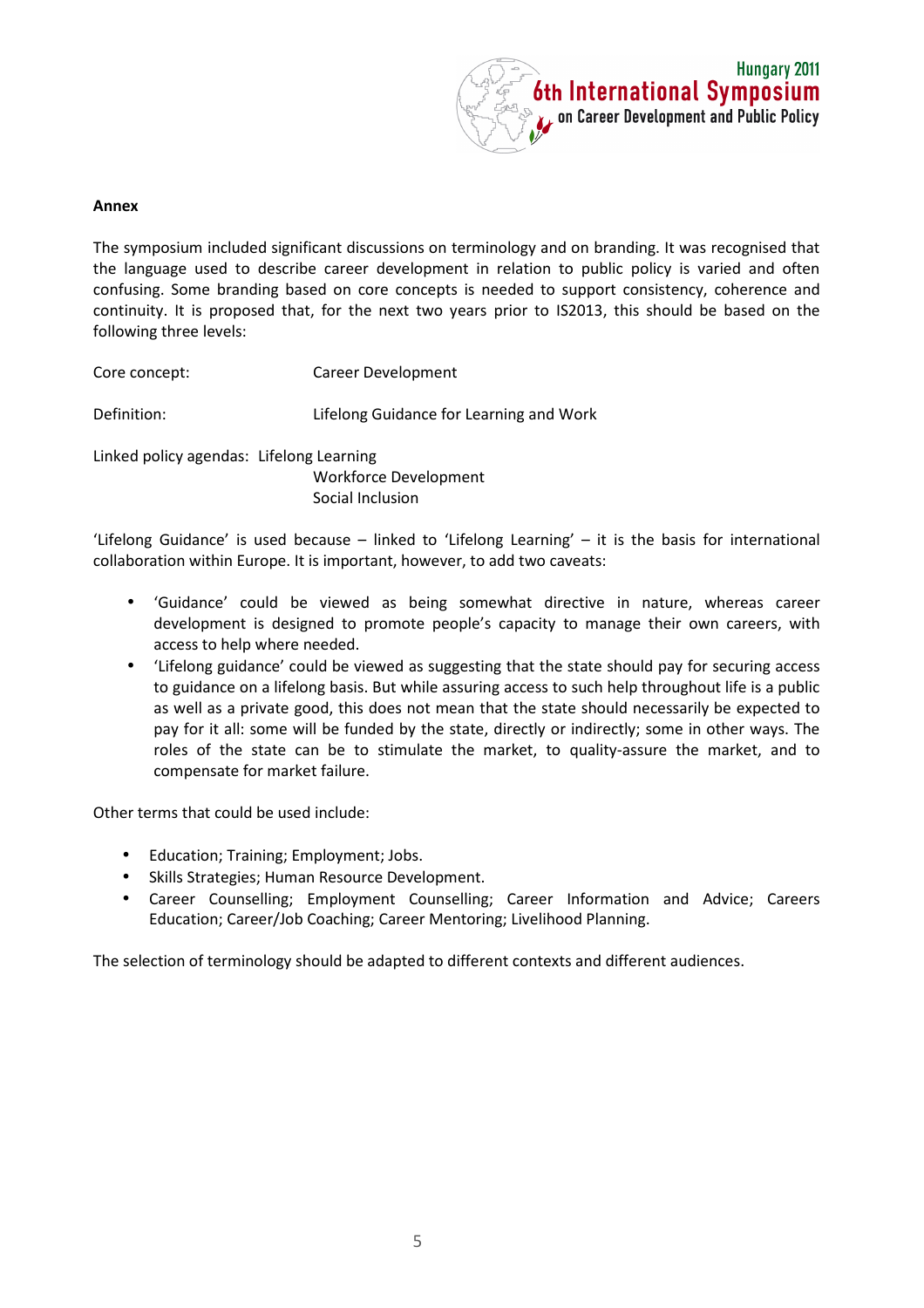**Annex**

The symposium included significant discussions on terminology and on branding. It was recognised that the language used to describe career development in relation to public policy is varied and often confusing. Some branding based on core concepts is needed to support consistency, coherence and continuity. It is proposed that, for the next two years prior to IS2013, this should be based on the following three levels:

| | |
|---|---|
| Core concept: | Career Development |
| Definition: | Lifelong Guidance for Learning and Work |
| Linked policy agendas: | Lifelong Learning<br>Workforce Development<br>Social Inclusion |

'Lifelong Guidance' is used because – linked to 'Lifelong Learning' – it is the basis for international collaboration within Europe. It is important, however, to add two caveats:

- 'Guidance' could be viewed as being somewhat directive in nature, whereas career development is designed to promote people's capacity to manage their own careers, with access to help where needed.
- 'Lifelong guidance' could be viewed as suggesting that the state should pay for securing access to guidance on a lifelong basis. But while assuring access to such help throughout life is a public as well as a private good, this does not mean that the state should necessarily be expected to pay for it all: some will be funded by the state, directly or indirectly; some in other ways. The roles of the state can be to stimulate the market, to quality-assure the market, and to compensate for market failure.

Other terms that could be used include:

- Education; Training; Employment; Jobs.
- Skills Strategies; Human Resource Development.
- Career Counselling; Employment Counselling; Career Information and Advice; Careers Education; Career/Job Coaching; Career Mentoring; Livelihood Planning.

The selection of terminology should be adapted to different contexts and different audiences.